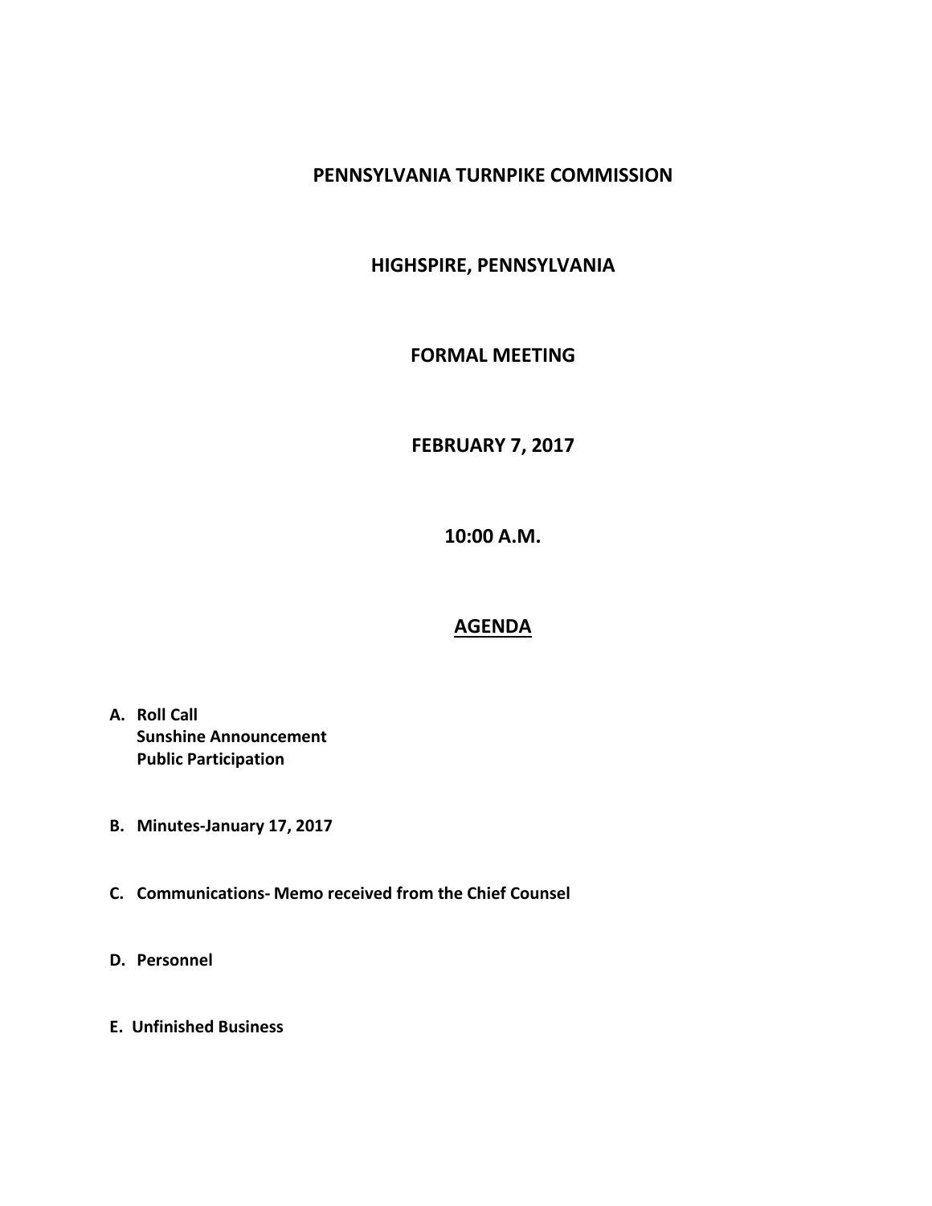# PENNSYLVANIA TURNPIKE COMMISSION

## HIGHSPIRE, PENNSYLVANIA

## FORMAL MEETING

## FEBRUARY 7, 2017

## 10:00 A.M.

## AGENDA

**A. Roll Call**
**Sunshine Announcement**
**Public Participation**

**B. Minutes-January 17, 2017**

**C. Communications- Memo received from the Chief Counsel**

**D. Personnel**

**E. Unfinished Business**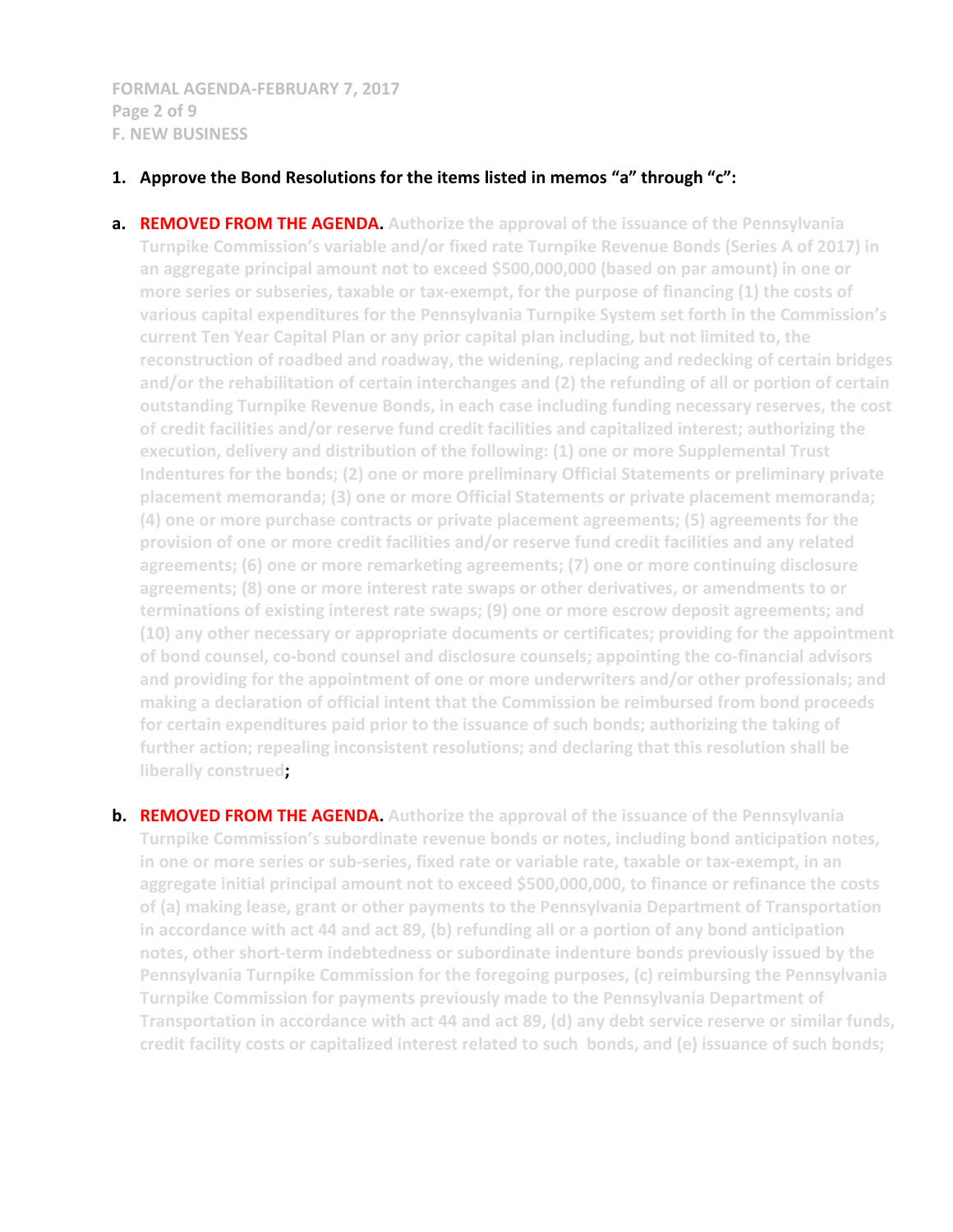**FORMAL AGENDA-FEBRUARY 7, 2017**
**F. NEW BUSINESS**

1. **Approve the Bond Resolutions for the items listed in memos "a" through "c":**

**a. REMOVED FROM THE AGENDA.** Authorize the approval of the issuance of the Pennsylvania Turnpike Commission's variable and/or fixed rate Turnpike Revenue Bonds (Series A of 2017) in an aggregate principal amount not to exceed $500,000,000 (based on par amount) in one or more series or subseries, taxable or tax-exempt, for the purpose of financing (1) the costs of various capital expenditures for the Pennsylvania Turnpike System set forth in the Commission's current Ten Year Capital Plan or any prior capital plan including, but not limited to, the reconstruction of roadbed and roadway, the widening, replacing and redecking of certain bridges and/or the rehabilitation of certain interchanges and (2) the refunding of all or portion of certain outstanding Turnpike Revenue Bonds, in each case including funding necessary reserves, the cost of credit facilities and/or reserve fund credit facilities and capitalized interest; authorizing the execution, delivery and distribution of the following: (1) one or more Supplemental Trust Indentures for the bonds; (2) one or more preliminary Official Statements or preliminary private placement memoranda; (3) one or more Official Statements or private placement memoranda; (4) one or more purchase contracts or private placement agreements; (5) agreements for the provision of one or more credit facilities and/or reserve fund credit facilities and any related agreements; (6) one or more remarketing agreements; (7) one or more continuing disclosure agreements; (8) one or more interest rate swaps or other derivatives, or amendments to or terminations of existing interest rate swaps; (9) one or more escrow deposit agreements; and (10) any other necessary or appropriate documents or certificates; providing for the appointment of bond counsel, co-bond counsel and disclosure counsels; appointing the co-financial advisors and providing for the appointment of one or more underwriters and/or other professionals; and making a declaration of official intent that the Commission be reimbursed from bond proceeds for certain expenditures paid prior to the issuance of such bonds; authorizing the taking of further action; repealing inconsistent resolutions; and declaring that this resolution shall be liberally construed;

**b. REMOVED FROM THE AGENDA.** Authorize the approval of the issuance of the Pennsylvania Turnpike Commission's subordinate revenue bonds or notes, including bond anticipation notes, in one or more series or sub-series, fixed rate or variable rate, taxable or tax-exempt, in an aggregate initial principal amount not to exceed $500,000,000, to finance or refinance the costs of (a) making lease, grant or other payments to the Pennsylvania Department of Transportation in accordance with act 44 and act 89, (b) refunding all or a portion of any bond anticipation notes, other short-term indebtedness or subordinate indenture bonds previously issued by the Pennsylvania Turnpike Commission for the foregoing purposes, (c) reimbursing the Pennsylvania Turnpike Commission for payments previously made to the Pennsylvania Department of Transportation in accordance with act 44 and act 89, (d) any debt service reserve or similar funds, credit facility costs or capitalized interest related to such bonds, and (e) issuance of such bonds;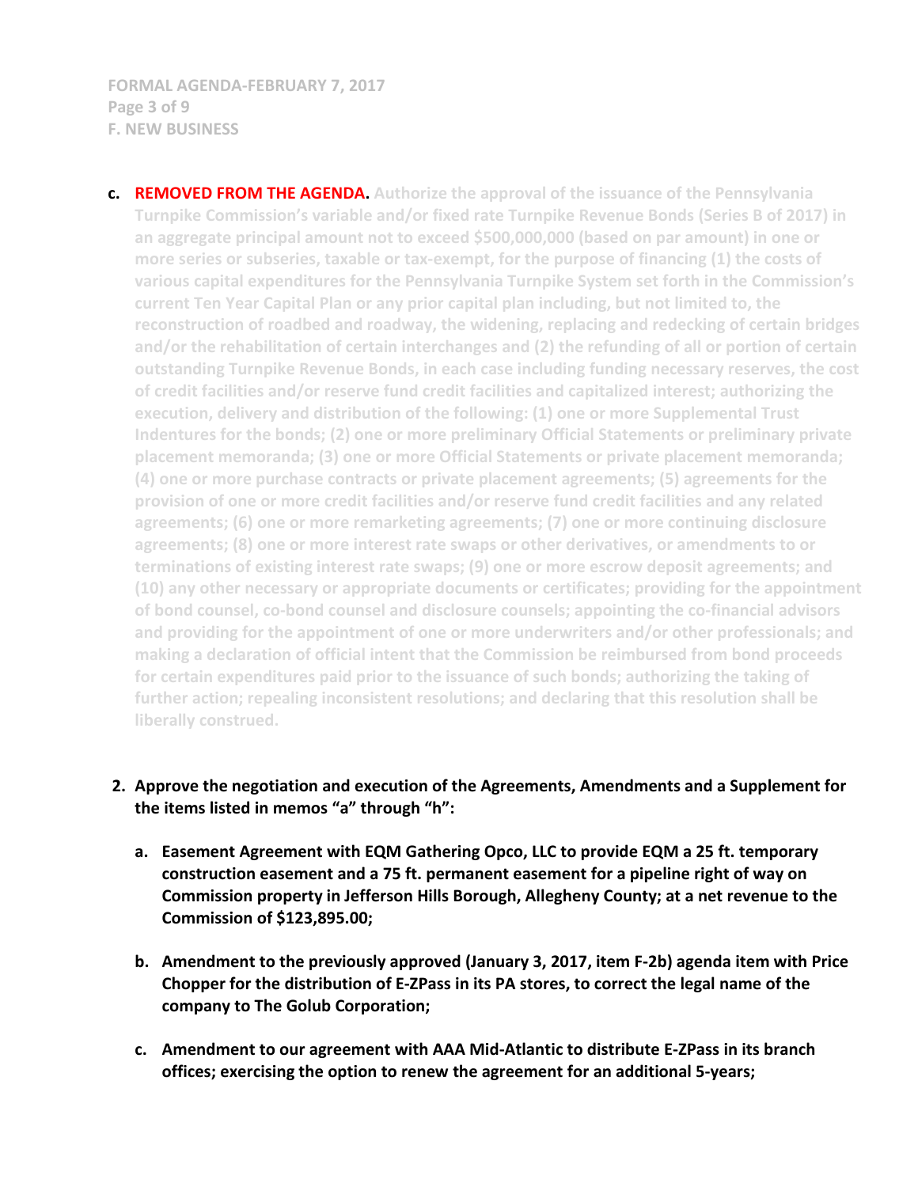c. **REMOVED FROM THE AGENDA.** Authorize the approval of the issuance of the Pennsylvania Turnpike Commission's variable and/or fixed rate Turnpike Revenue Bonds (Series B of 2017) in an aggregate principal amount not to exceed $500,000,000 (based on par amount) in one or more series or subseries, taxable or tax-exempt, for the purpose of financing (1) the costs of various capital expenditures for the Pennsylvania Turnpike System set forth in the Commission's current Ten Year Capital Plan or any prior capital plan including, but not limited to, the reconstruction of roadbed and roadway, the widening, replacing and redecking of certain bridges and/or the rehabilitation of certain interchanges and (2) the refunding of all or portion of certain outstanding Turnpike Revenue Bonds, in each case including funding necessary reserves, the cost of credit facilities and/or reserve fund credit facilities and capitalized interest; authorizing the execution, delivery and distribution of the following: (1) one or more Supplemental Trust Indentures for the bonds; (2) one or more preliminary Official Statements or preliminary private placement memoranda; (3) one or more Official Statements or private placement memoranda; (4) one or more purchase contracts or private placement agreements; (5) agreements for the provision of one or more credit facilities and/or reserve fund credit facilities and any related agreements; (6) one or more remarketing agreements; (7) one or more continuing disclosure agreements; (8) one or more interest rate swaps or other derivatives, or amendments to or terminations of existing interest rate swaps; (9) one or more escrow deposit agreements; and (10) any other necessary or appropriate documents or certificates; providing for the appointment of bond counsel, co-bond counsel and disclosure counsels; appointing the co-financial advisors and providing for the appointment of one or more underwriters and/or other professionals; and making a declaration of official intent that the Commission be reimbursed from bond proceeds for certain expenditures paid prior to the issuance of such bonds; authorizing the taking of further action; repealing inconsistent resolutions; and declaring that this resolution shall be liberally construed.

2. **Approve the negotiation and execution of the Agreements, Amendments and a Supplement for the items listed in memos "a" through "h":**

   a. **Easement Agreement with EQM Gathering Opco, LLC to provide EQM a 25 ft. temporary construction easement and a 75 ft. permanent easement for a pipeline right of way on Commission property in Jefferson Hills Borough, Allegheny County; at a net revenue to the Commission of $123,895.00;**

   b. **Amendment to the previously approved (January 3, 2017, item F-2b) agenda item with Price Chopper for the distribution of E-ZPass in its PA stores, to correct the legal name of the company to The Golub Corporation;**

   c. **Amendment to our agreement with AAA Mid-Atlantic to distribute E-ZPass in its branch offices; exercising the option to renew the agreement for an additional 5-years;**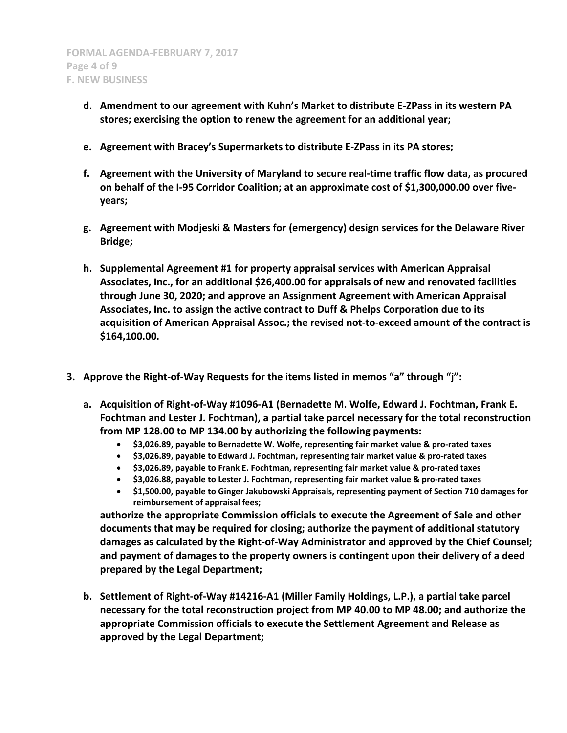**F. NEW BUSINESS**

- **d. Amendment to our agreement with Kuhn's Market to distribute E-ZPass in its western PA stores; exercising the option to renew the agreement for an additional year;**

- **e. Agreement with Bracey's Supermarkets to distribute E-ZPass in its PA stores;**

- **f. Agreement with the University of Maryland to secure real-time traffic flow data, as procured on behalf of the I-95 Corridor Coalition; at an approximate cost of $1,300,000.00 over five-years;**

- **g. Agreement with Modjeski & Masters for (emergency) design services for the Delaware River Bridge;**

- **h. Supplemental Agreement #1 for property appraisal services with American Appraisal Associates, Inc., for an additional $26,400.00 for appraisals of new and renovated facilities through June 30, 2020; and approve an Assignment Agreement with American Appraisal Associates, Inc. to assign the active contract to Duff & Phelps Corporation due to its acquisition of American Appraisal Assoc.; the revised not-to-exceed amount of the contract is $164,100.00.**

**3. Approve the Right-of-Way Requests for the items listed in memos "a" through "j":**

- **a. Acquisition of Right-of-Way #1096-A1 (Bernadette M. Wolfe, Edward J. Fochtman, Frank E. Fochtman and Lester J. Fochtman), a partial take parcel necessary for the total reconstruction from MP 128.00 to MP 134.00 by authorizing the following payments:**
  - **$3,026.89, payable to Bernadette W. Wolfe, representing fair market value & pro-rated taxes**
  - **$3,026.89, payable to Edward J. Fochtman, representing fair market value & pro-rated taxes**
  - **$3,026.89, payable to Frank E. Fochtman, representing fair market value & pro-rated taxes**
  - **$3,026.88, payable to Lester J. Fochtman, representing fair market value & pro-rated taxes**
  - **$1,500.00, payable to Ginger Jakubowski Appraisals, representing payment of Section 710 damages for reimbursement of appraisal fees;**

  **authorize the appropriate Commission officials to execute the Agreement of Sale and other documents that may be required for closing; authorize the payment of additional statutory damages as calculated by the Right-of-Way Administrator and approved by the Chief Counsel; and payment of damages to the property owners is contingent upon their delivery of a deed prepared by the Legal Department;**

- **b. Settlement of Right-of-Way #14216-A1 (Miller Family Holdings, L.P.), a partial take parcel necessary for the total reconstruction project from MP 40.00 to MP 48.00; and authorize the appropriate Commission officials to execute the Settlement Agreement and Release as approved by the Legal Department;**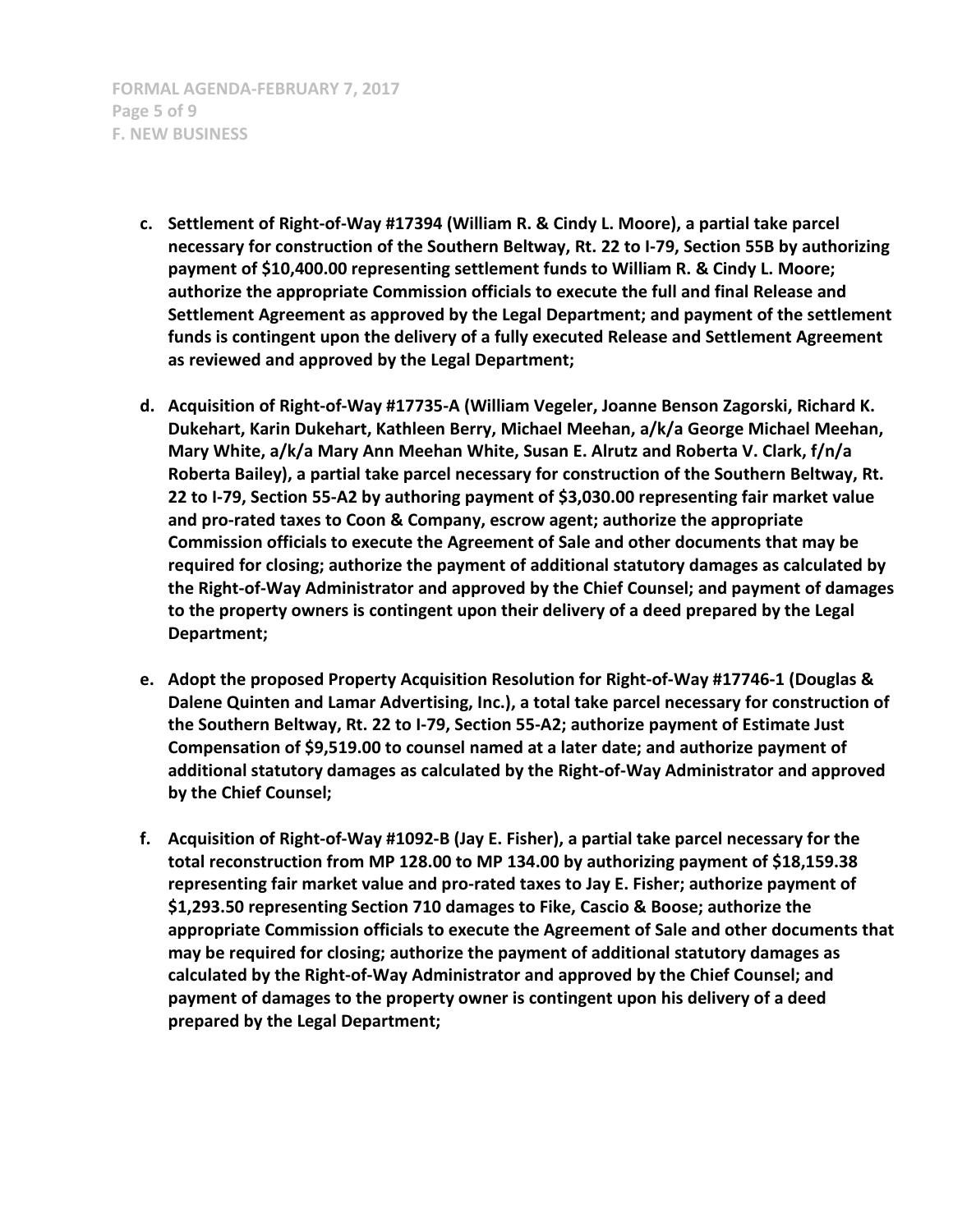- **c. Settlement of Right-of-Way #17394 (William R. & Cindy L. Moore), a partial take parcel necessary for construction of the Southern Beltway, Rt. 22 to I-79, Section 55B by authorizing payment of $10,400.00 representing settlement funds to William R. & Cindy L. Moore; authorize the appropriate Commission officials to execute the full and final Release and Settlement Agreement as approved by the Legal Department; and payment of the settlement funds is contingent upon the delivery of a fully executed Release and Settlement Agreement as reviewed and approved by the Legal Department;**

- **d. Acquisition of Right-of-Way #17735-A (William Vegeler, Joanne Benson Zagorski, Richard K. Dukehart, Karin Dukehart, Kathleen Berry, Michael Meehan, a/k/a George Michael Meehan, Mary White, a/k/a Mary Ann Meehan White, Susan E. Alrutz and Roberta V. Clark, f/n/a Roberta Bailey), a partial take parcel necessary for construction of the Southern Beltway, Rt. 22 to I-79, Section 55-A2 by authoring payment of $3,030.00 representing fair market value and pro-rated taxes to Coon & Company, escrow agent; authorize the appropriate Commission officials to execute the Agreement of Sale and other documents that may be required for closing; authorize the payment of additional statutory damages as calculated by the Right-of-Way Administrator and approved by the Chief Counsel; and payment of damages to the property owners is contingent upon their delivery of a deed prepared by the Legal Department;**

- **e. Adopt the proposed Property Acquisition Resolution for Right-of-Way #17746-1 (Douglas & Dalene Quinten and Lamar Advertising, Inc.), a total take parcel necessary for construction of the Southern Beltway, Rt. 22 to I-79, Section 55-A2; authorize payment of Estimate Just Compensation of $9,519.00 to counsel named at a later date; and authorize payment of additional statutory damages as calculated by the Right-of-Way Administrator and approved by the Chief Counsel;**

- **f. Acquisition of Right-of-Way #1092-B (Jay E. Fisher), a partial take parcel necessary for the total reconstruction from MP 128.00 to MP 134.00 by authorizing payment of $18,159.38 representing fair market value and pro-rated taxes to Jay E. Fisher; authorize payment of $1,293.50 representing Section 710 damages to Fike, Cascio & Boose; authorize the appropriate Commission officials to execute the Agreement of Sale and other documents that may be required for closing; authorize the payment of additional statutory damages as calculated by the Right-of-Way Administrator and approved by the Chief Counsel; and payment of damages to the property owner is contingent upon his delivery of a deed prepared by the Legal Department;**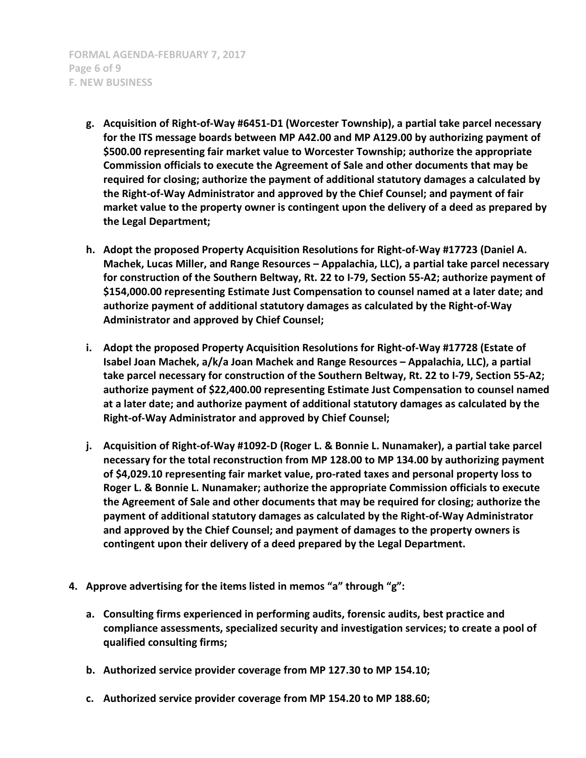- **g. Acquisition of Right-of-Way #6451-D1 (Worcester Township), a partial take parcel necessary for the ITS message boards between MP A42.00 and MP A129.00 by authorizing payment of $500.00 representing fair market value to Worcester Township; authorize the appropriate Commission officials to execute the Agreement of Sale and other documents that may be required for closing; authorize the payment of additional statutory damages a calculated by the Right-of-Way Administrator and approved by the Chief Counsel; and payment of fair market value to the property owner is contingent upon the delivery of a deed as prepared by the Legal Department;**

- **h. Adopt the proposed Property Acquisition Resolutions for Right-of-Way #17723 (Daniel A. Machek, Lucas Miller, and Range Resources – Appalachia, LLC), a partial take parcel necessary for construction of the Southern Beltway, Rt. 22 to I-79, Section 55-A2; authorize payment of $154,000.00 representing Estimate Just Compensation to counsel named at a later date; and authorize payment of additional statutory damages as calculated by the Right-of-Way Administrator and approved by Chief Counsel;**

- **i. Adopt the proposed Property Acquisition Resolutions for Right-of-Way #17728 (Estate of Isabel Joan Machek, a/k/a Joan Machek and Range Resources – Appalachia, LLC), a partial take parcel necessary for construction of the Southern Beltway, Rt. 22 to I-79, Section 55-A2; authorize payment of $22,400.00 representing Estimate Just Compensation to counsel named at a later date; and authorize payment of additional statutory damages as calculated by the Right-of-Way Administrator and approved by Chief Counsel;**

- **j. Acquisition of Right-of-Way #1092-D (Roger L. & Bonnie L. Nunamaker), a partial take parcel necessary for the total reconstruction from MP 128.00 to MP 134.00 by authorizing payment of $4,029.10 representing fair market value, pro-rated taxes and personal property loss to Roger L. & Bonnie L. Nunamaker; authorize the appropriate Commission officials to execute the Agreement of Sale and other documents that may be required for closing; authorize the payment of additional statutory damages as calculated by the Right-of-Way Administrator and approved by the Chief Counsel; and payment of damages to the property owners is contingent upon their delivery of a deed prepared by the Legal Department.**

**4. Approve advertising for the items listed in memos "a" through "g":**

- **a. Consulting firms experienced in performing audits, forensic audits, best practice and compliance assessments, specialized security and investigation services; to create a pool of qualified consulting firms;**

- **b. Authorized service provider coverage from MP 127.30 to MP 154.10;**

- **c. Authorized service provider coverage from MP 154.20 to MP 188.60;**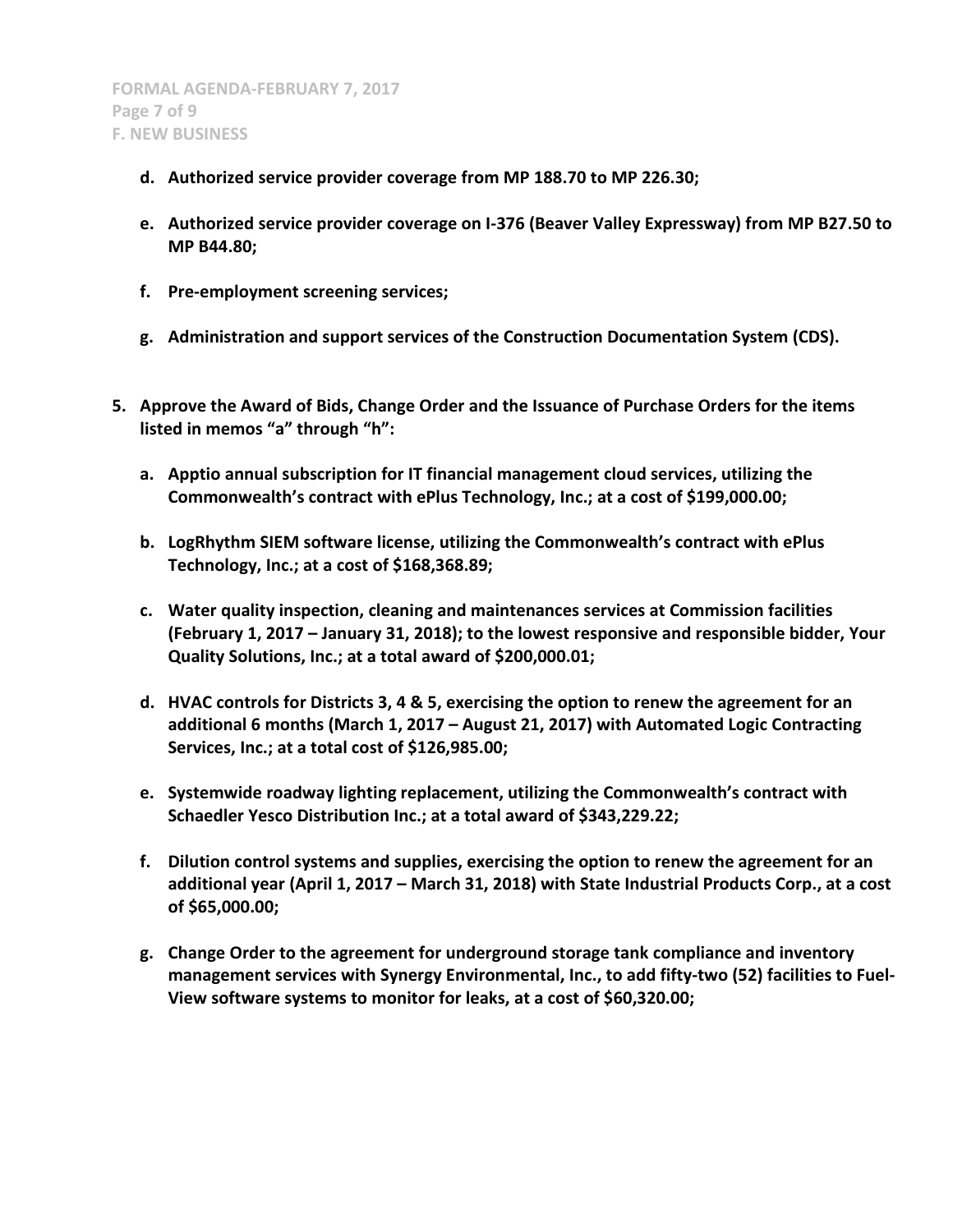**d. Authorized service provider coverage from MP 188.70 to MP 226.30;**

**e. Authorized service provider coverage on I-376 (Beaver Valley Expressway) from MP B27.50 to MP B44.80;**

**f. Pre-employment screening services;**

**g. Administration and support services of the Construction Documentation System (CDS).**

**5. Approve the Award of Bids, Change Order and the Issuance of Purchase Orders for the items listed in memos "a" through "h":**

**a. Apptio annual subscription for IT financial management cloud services, utilizing the Commonwealth's contract with ePlus Technology, Inc.; at a cost of $199,000.00;**

**b. LogRhythm SIEM software license, utilizing the Commonwealth's contract with ePlus Technology, Inc.; at a cost of $168,368.89;**

**c. Water quality inspection, cleaning and maintenances services at Commission facilities (February 1, 2017 – January 31, 2018); to the lowest responsive and responsible bidder, Your Quality Solutions, Inc.; at a total award of $200,000.01;**

**d. HVAC controls for Districts 3, 4 & 5, exercising the option to renew the agreement for an additional 6 months (March 1, 2017 – August 21, 2017) with Automated Logic Contracting Services, Inc.; at a total cost of $126,985.00;**

**e. Systemwide roadway lighting replacement, utilizing the Commonwealth's contract with Schaedler Yesco Distribution Inc.; at a total award of $343,229.22;**

**f. Dilution control systems and supplies, exercising the option to renew the agreement for an additional year (April 1, 2017 – March 31, 2018) with State Industrial Products Corp., at a cost of $65,000.00;**

**g. Change Order to the agreement for underground storage tank compliance and inventory management services with Synergy Environmental, Inc., to add fifty-two (52) facilities to Fuel-View software systems to monitor for leaks, at a cost of $60,320.00;**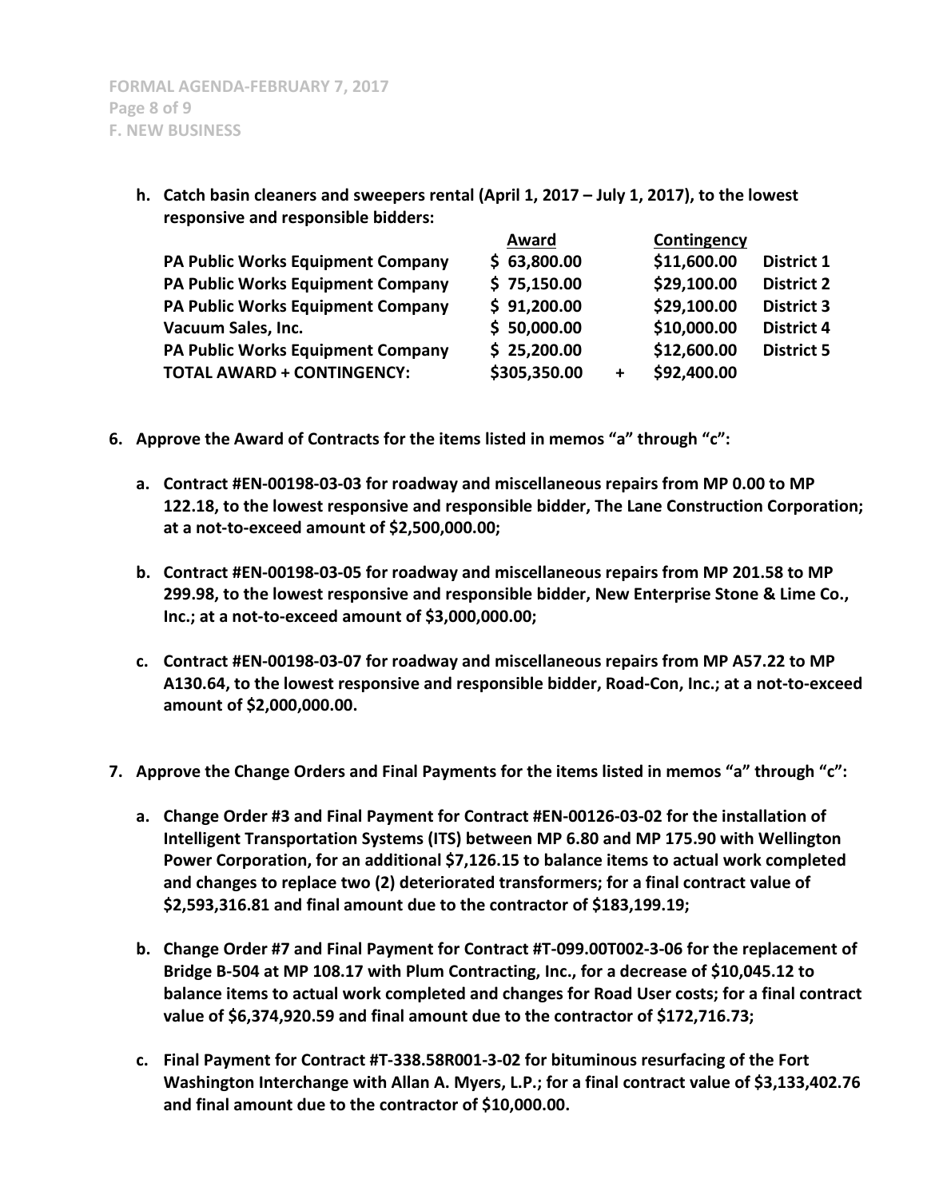**h. Catch basin cleaners and sweepers rental (April 1, 2017 – July 1, 2017), to the lowest responsive and responsible bidders:**

| | Award | | Contingency | |
|---|---|---|---|---|
| **PA Public Works Equipment Company** | **$ 63,800.00** | | **$11,600.00** | **District 1** |
| **PA Public Works Equipment Company** | **$ 75,150.00** | | **$29,100.00** | **District 2** |
| **PA Public Works Equipment Company** | **$ 91,200.00** | | **$29,100.00** | **District 3** |
| **Vacuum Sales, Inc.** | **$ 50,000.00** | | **$10,000.00** | **District 4** |
| **PA Public Works Equipment Company** | **$ 25,200.00** | | **$12,600.00** | **District 5** |
| **TOTAL AWARD + CONTINGENCY:** | **$305,350.00** | **+** | **$92,400.00** | |

**6. Approve the Award of Contracts for the items listed in memos "a" through "c":**

**a. Contract #EN-00198-03-03 for roadway and miscellaneous repairs from MP 0.00 to MP 122.18, to the lowest responsive and responsible bidder, The Lane Construction Corporation; at a not-to-exceed amount of $2,500,000.00;**

**b. Contract #EN-00198-03-05 for roadway and miscellaneous repairs from MP 201.58 to MP 299.98, to the lowest responsive and responsible bidder, New Enterprise Stone & Lime Co., Inc.; at a not-to-exceed amount of $3,000,000.00;**

**c. Contract #EN-00198-03-07 for roadway and miscellaneous repairs from MP A57.22 to MP A130.64, to the lowest responsive and responsible bidder, Road-Con, Inc.; at a not-to-exceed amount of $2,000,000.00.**

**7. Approve the Change Orders and Final Payments for the items listed in memos "a" through "c":**

**a. Change Order #3 and Final Payment for Contract #EN-00126-03-02 for the installation of Intelligent Transportation Systems (ITS) between MP 6.80 and MP 175.90 with Wellington Power Corporation, for an additional $7,126.15 to balance items to actual work completed and changes to replace two (2) deteriorated transformers; for a final contract value of $2,593,316.81 and final amount due to the contractor of $183,199.19;**

**b. Change Order #7 and Final Payment for Contract #T-099.00T002-3-06 for the replacement of Bridge B-504 at MP 108.17 with Plum Contracting, Inc., for a decrease of $10,045.12 to balance items to actual work completed and changes for Road User costs; for a final contract value of $6,374,920.59 and final amount due to the contractor of $172,716.73;**

**c. Final Payment for Contract #T-338.58R001-3-02 for bituminous resurfacing of the Fort Washington Interchange with Allan A. Myers, L.P.; for a final contract value of $3,133,402.76 and final amount due to the contractor of $10,000.00.**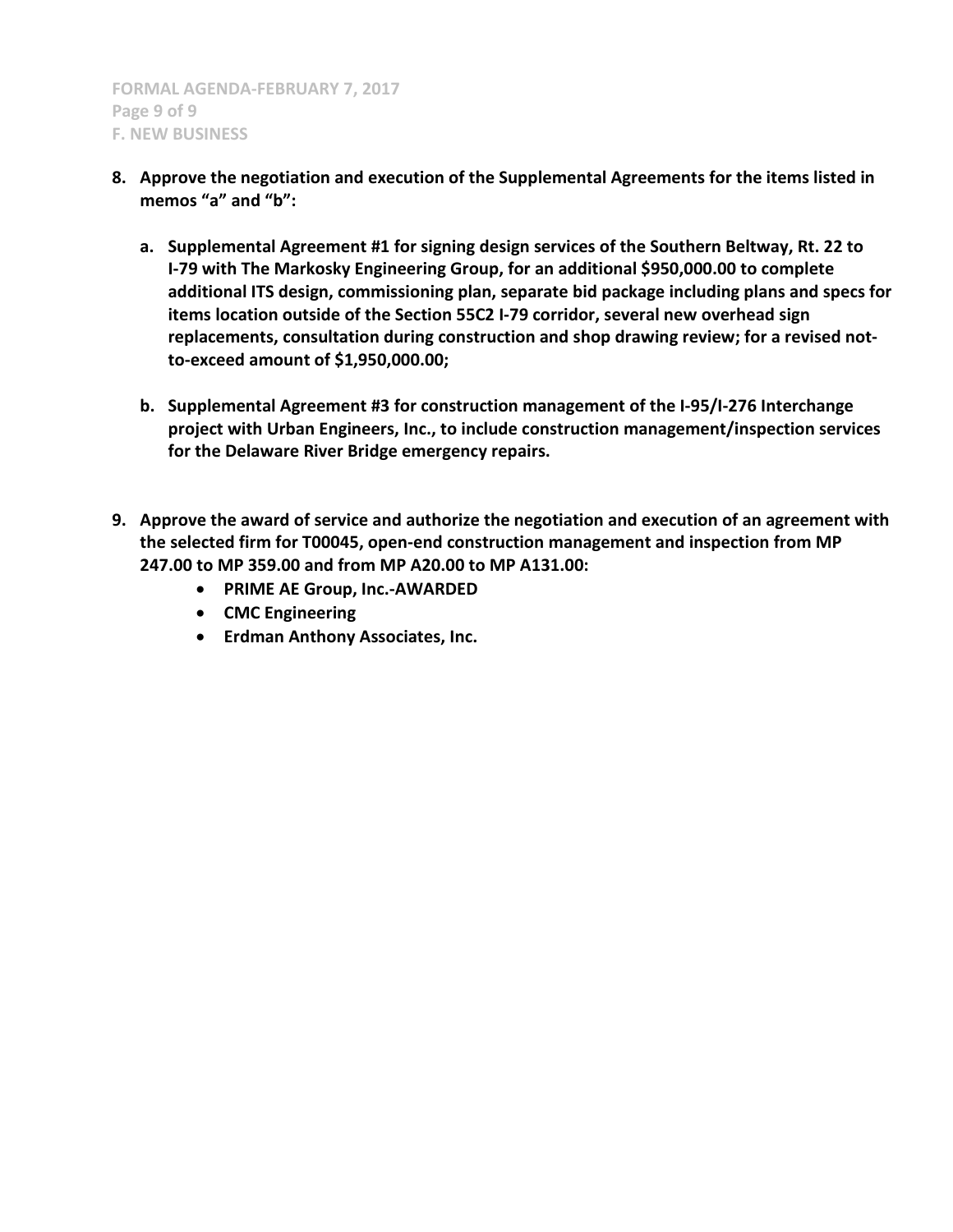**F. NEW BUSINESS**

8. **Approve the negotiation and execution of the Supplemental Agreements for the items listed in memos "a" and "b":**

    a. **Supplemental Agreement #1 for signing design services of the Southern Beltway, Rt. 22 to I-79 with The Markosky Engineering Group, for an additional $950,000.00 to complete additional ITS design, commissioning plan, separate bid package including plans and specs for items location outside of the Section 55C2 I-79 corridor, several new overhead sign replacements, consultation during construction and shop drawing review; for a revised not-to-exceed amount of $1,950,000.00;**

    b. **Supplemental Agreement #3 for construction management of the I-95/I-276 Interchange project with Urban Engineers, Inc., to include construction management/inspection services for the Delaware River Bridge emergency repairs.**

9. **Approve the award of service and authorize the negotiation and execution of an agreement with the selected firm for T00045, open-end construction management and inspection from MP 247.00 to MP 359.00 and from MP A20.00 to MP A131.00:**
    - **PRIME AE Group, Inc.-AWARDED**
    - **CMC Engineering**
    - **Erdman Anthony Associates, Inc.**